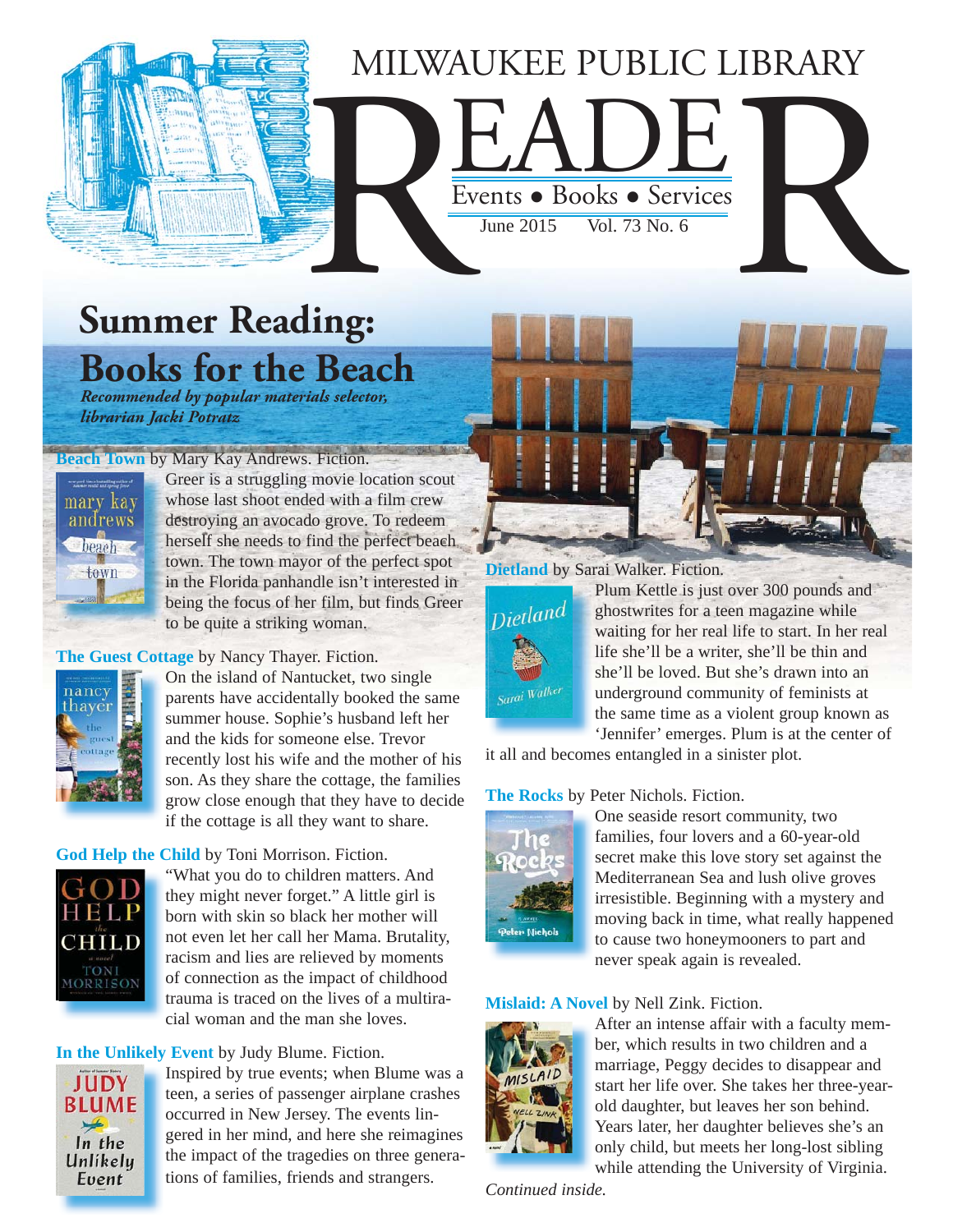# MILWAUKEE PUBLIC LIBRARY READER

Events • Books • Services

June 2015 Vol. 73 No. 6

## Summer Reading: Books for the Beach

*Recommended by popular materials selector, librarian Jacki Potratz*

**Beach Town** by Mary Kay Andrews. Fiction.

Greer is a struggling movie location scout whose last shoot ended with a film crew destroying an avocado grove. To redeem herself she needs to find the perfect beach town. The town mayor of the perfect spot in the Florida panhandle isn't interested in being the focus of her film, but finds Greer to be quite a striking woman.

**The Guest Cottage** by Nancy Thayer. Fiction.

On the island of Nantucket, two single parents have accidentally booked the same summer house. Sophie's husband left her and the kids for someone else. Trevor recently lost his wife and the mother of his son. As they share the cottage, the families grow close enough that they have to decide if the cottage is all they want to share.

**God Help the Child** by Toni Morrison. Fiction.

"What you do to children matters. And they might never forget." A little girl is born with skin so black her mother will not even let her call her Mama. Brutality, racism and lies are relieved by moments of connection as the impact of childhood trauma is traced on the lives of a multiracial woman and the man she loves.

**In the Unlikely Event** by Judy Blume. Fiction.

Inspired by true events; when Blume was a teen, a series of passenger airplane crashes occurred in New Jersey. The events lingered in her mind, and here she reimagines the impact of the tragedies on three generations of families, friends and strangers.

**Dietland** by Sarai Walker. Fiction.

Plum Kettle is just over 300 pounds and ghostwrites for a teen magazine while waiting for her real life to start. In her real life she'll be a writer, she'll be thin and she'll be loved. But she's drawn into an underground community of feminists at the same time as a violent group known as 'Jennifer' emerges. Plum is at the center of it all and becomes entangled in a sinister plot.

**The Rocks** by Peter Nichols. Fiction.

One seaside resort community, two families, four lovers and a 60-year-old secret make this love story set against the Mediterranean Sea and lush olive groves irresistible. Beginning with a mystery and moving back in time, what really happened to cause two honeymooners to part and never speak again is revealed.

**Mislaid: A Novel** by Nell Zink. Fiction.

After an intense affair with a faculty member, which results in two children and a marriage, Peggy decides to disappear and start her life over. She takes her three-year-old daughter, but leaves her son behind. Years later, her daughter believes she's an only child, but meets her long-lost sibling while attending the University of Virginia.

*Continued inside.*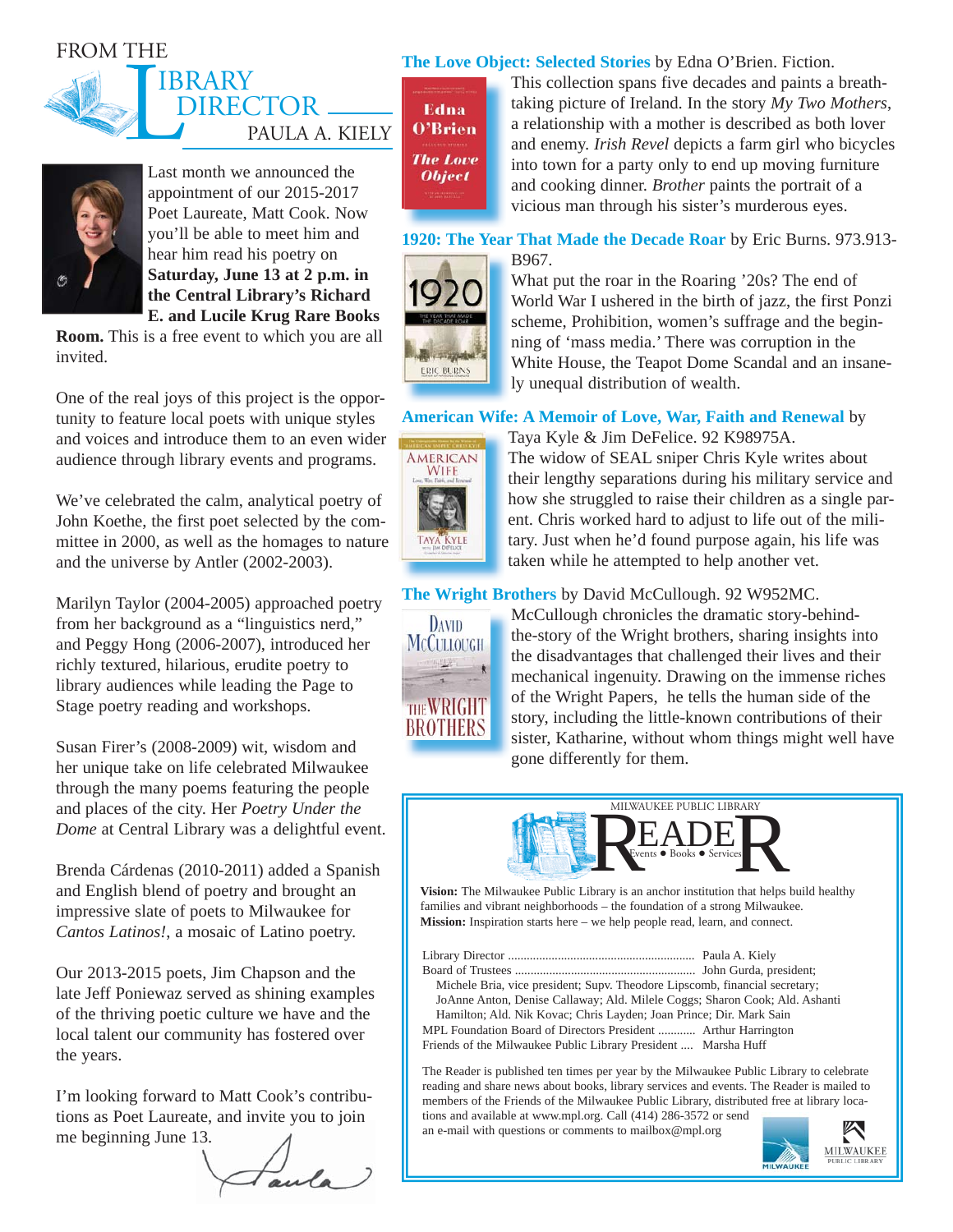# FROM THE LIBRARY DIRECTOR

PAULA A. KIELY

Last month we announced the appointment of our 2015-2017 Poet Laureate, Matt Cook. Now you'll be able to meet him and hear him read his poetry on **Saturday, June 13 at 2 p.m. in the Central Library's Richard E. and Lucile Krug Rare Books Room.** This is a free event to which you are all invited.

One of the real joys of this project is the opportunity to feature local poets with unique styles and voices and introduce them to an even wider audience through library events and programs.

We've celebrated the calm, analytical poetry of John Koethe, the first poet selected by the committee in 2000, as well as the homages to nature and the universe by Antler (2002-2003).

Marilyn Taylor (2004-2005) approached poetry from her background as a "linguistics nerd," and Peggy Hong (2006-2007), introduced her richly textured, hilarious, erudite poetry to library audiences while leading the Page to Stage poetry reading and workshops.

Susan Firer's (2008-2009) wit, wisdom and her unique take on life celebrated Milwaukee through the many poems featuring the people and places of the city. Her *Poetry Under the Dome* at Central Library was a delightful event.

Brenda Cárdenas (2010-2011) added a Spanish and English blend of poetry and brought an impressive slate of poets to Milwaukee for *Cantos Latinos!*, a mosaic of Latino poetry.

Our 2013-2015 poets, Jim Chapson and the late Jeff Poniewaz served as shining examples of the thriving poetic culture we have and the local talent our community has fostered over the years.

I'm looking forward to Matt Cook's contributions as Poet Laureate, and invite you to join me beginning June 13.

Paula

**The Love Object: Selected Stories** by Edna O'Brien. Fiction.
This collection spans five decades and paints a breathtaking picture of Ireland. In the story *My Two Mothers*, a relationship with a mother is described as both lover and enemy. *Irish Revel* depicts a farm girl who bicycles into town for a party only to end up moving furniture and cooking dinner. *Brother* paints the portrait of a vicious man through his sister's murderous eyes.

**1920: The Year That Made the Decade Roar** by Eric Burns. 973.913-B967.
What put the roar in the Roaring '20s? The end of World War I ushered in the birth of jazz, the first Ponzi scheme, Prohibition, women's suffrage and the beginning of 'mass media.' There was corruption in the White House, the Teapot Dome Scandal and an insanely unequal distribution of wealth.

**American Wife: A Memoir of Love, War, Faith and Renewal** by Taya Kyle & Jim DeFelice. 92 K98975A.
The widow of SEAL sniper Chris Kyle writes about their lengthy separations during his military service and how she struggled to raise their children as a single parent. Chris worked hard to adjust to life out of the military. Just when he'd found purpose again, his life was taken while he attempted to help another vet.

**The Wright Brothers** by David McCullough. 92 W952MC.
McCullough chronicles the dramatic story-behind-the-story of the Wright brothers, sharing insights into the disadvantages that challenged their lives and their mechanical ingenuity. Drawing on the immense riches of the Wright Papers, he tells the human side of the story, including the little-known contributions of their sister, Katharine, without whom things might well have gone differently for them.

---

MILWAUKEE PUBLIC LIBRARY

# READER

Events ● Books ● Services

**Vision:** The Milwaukee Public Library is an anchor institution that helps build healthy families and vibrant neighborhoods – the foundation of a strong Milwaukee.
**Mission:** Inspiration starts here – we help people read, learn, and connect.

Library Director .......... Paula A. Kiely
Board of Trustees .......... John Gurda, president;
Michele Bria, vice president; Supv. Theodore Lipscomb, financial secretary; JoAnne Anton, Denise Callaway; Ald. Milele Coggs; Sharon Cook; Ald. Ashanti Hamilton; Ald. Nik Kovac; Chris Layden; Joan Prince; Dir. Mark Sain
MPL Foundation Board of Directors President .......... Arthur Harrington
Friends of the Milwaukee Public Library President .... Marsha Huff

The Reader is published ten times per year by the Milwaukee Public Library to celebrate reading and share news about books, library services and events. The Reader is mailed to members of the Friends of the Milwaukee Public Library, distributed free at library locations and available at www.mpl.org. Call (414) 286-3572 or send an e-mail with questions or comments to mailbox@mpl.org

MILWAUKEE PUBLIC LIBRARY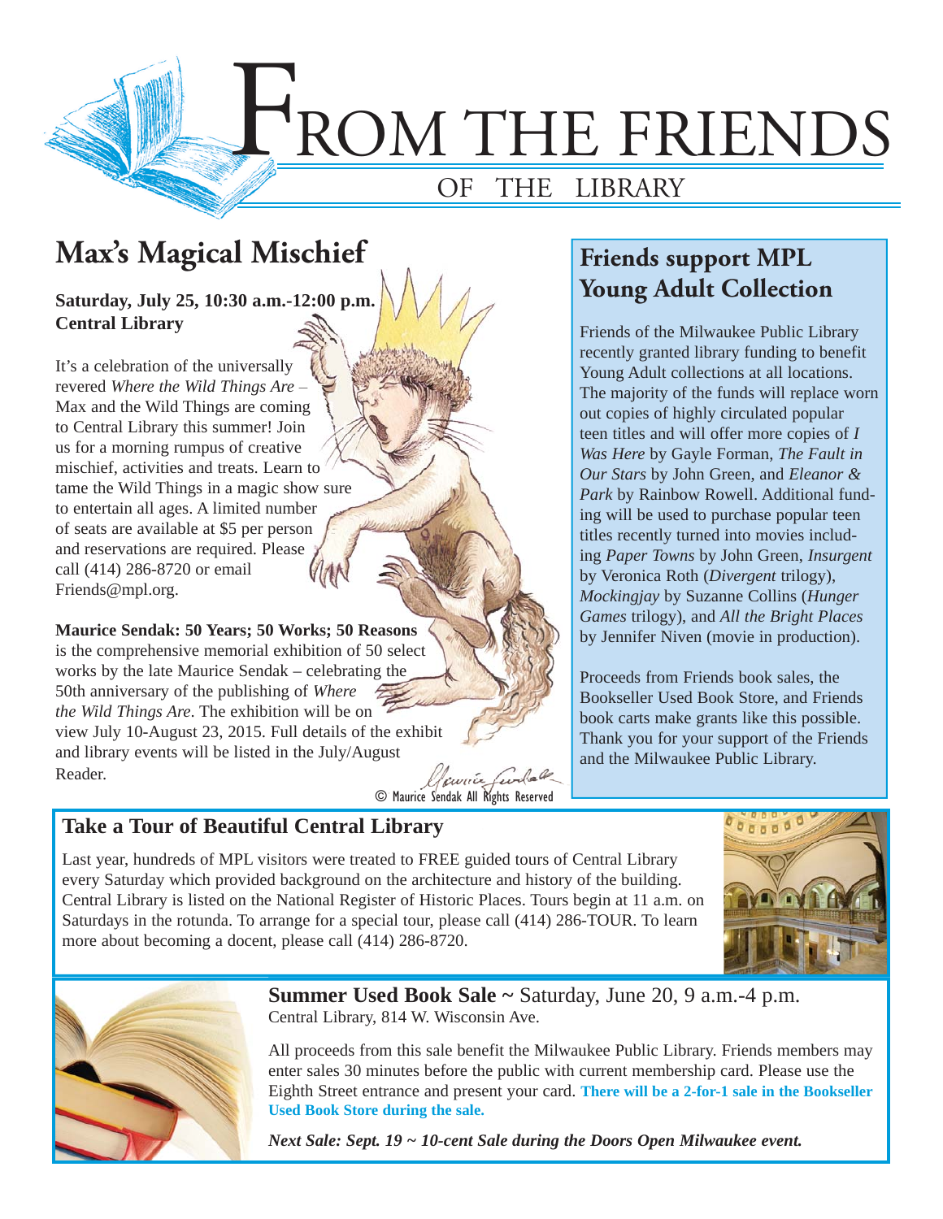# FROM THE FRIENDS OF THE LIBRARY

## Max's Magical Mischief

**Saturday, July 25, 10:30 a.m.-12:00 p.m.**
**Central Library**

It's a celebration of the universally revered *Where the Wild Things Are* – Max and the Wild Things are coming to Central Library this summer! Join us for a morning rumpus of creative mischief, activities and treats. Learn to tame the Wild Things in a magic show sure to entertain all ages. A limited number of seats are available at $5 per person and reservations are required. Please call (414) 286-8720 or email Friends@mpl.org.

**Maurice Sendak: 50 Years; 50 Works; 50 Reasons** is the comprehensive memorial exhibition of 50 select works by the late Maurice Sendak – celebrating the 50th anniversary of the publishing of *Where the Wild Things Are*. The exhibition will be on view July 10-August 23, 2015. Full details of the exhibit and library events will be listed in the July/August Reader.

© Maurice Sendak All Rights Reserved

## Friends support MPL Young Adult Collection

Friends of the Milwaukee Public Library recently granted library funding to benefit Young Adult collections at all locations. The majority of the funds will replace worn out copies of highly circulated popular teen titles and will offer more copies of *I Was Here* by Gayle Forman, *The Fault in Our Stars* by John Green, and *Eleanor & Park* by Rainbow Rowell. Additional funding will be used to purchase popular teen titles recently turned into movies including *Paper Towns* by John Green, *Insurgent* by Veronica Roth (*Divergent* trilogy), *Mockingjay* by Suzanne Collins (*Hunger Games* trilogy), and *All the Bright Places* by Jennifer Niven (movie in production).

Proceeds from Friends book sales, the Bookseller Used Book Store, and Friends book carts make grants like this possible. Thank you for your support of the Friends and the Milwaukee Public Library.

## Take a Tour of Beautiful Central Library

Last year, hundreds of MPL visitors were treated to FREE guided tours of Central Library every Saturday which provided background on the architecture and history of the building. Central Library is listed on the National Register of Historic Places. Tours begin at 11 a.m. on Saturdays in the rotunda. To arrange for a special tour, please call (414) 286-TOUR. To learn more about becoming a docent, please call (414) 286-8720.

**Summer Used Book Sale** ~ Saturday, June 20, 9 a.m.-4 p.m.
Central Library, 814 W. Wisconsin Ave.

All proceeds from this sale benefit the Milwaukee Public Library. Friends members may enter sales 30 minutes before the public with current membership card. Please use the Eighth Street entrance and present your card. **There will be a 2-for-1 sale in the Bookseller Used Book Store during the sale.**

***Next Sale: Sept. 19 ~ 10-cent Sale during the Doors Open Milwaukee event.***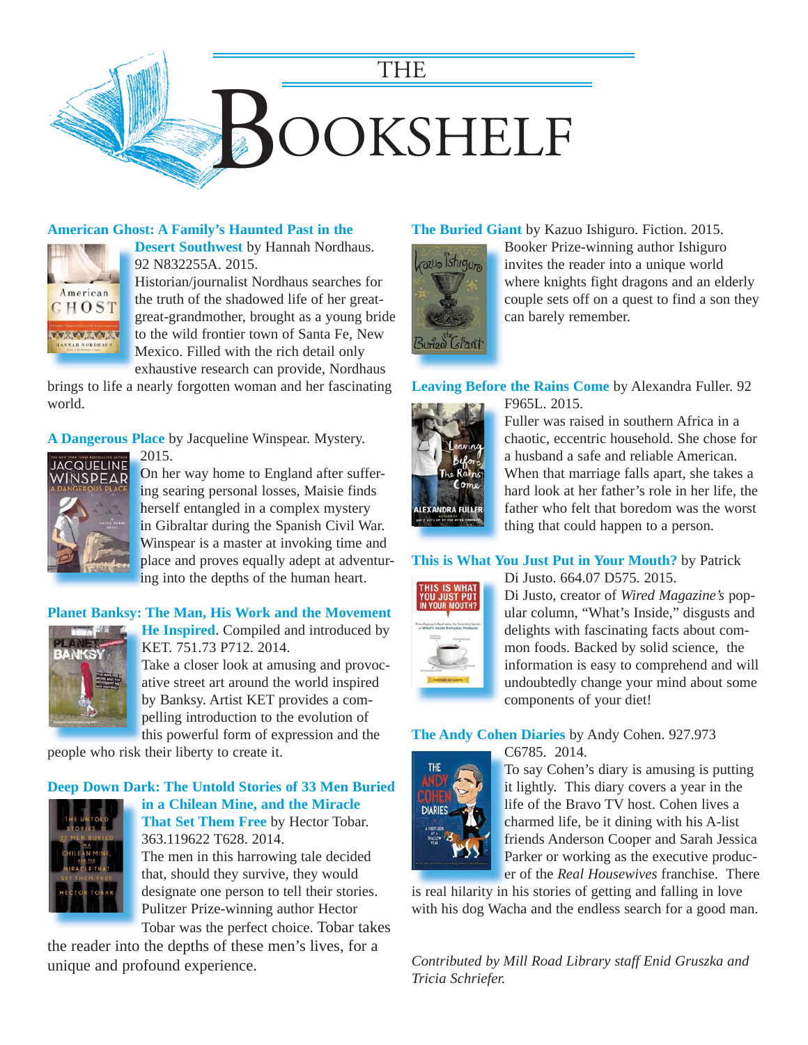# THE BOOKSHELF

**American Ghost: A Family's Haunted Past in the Desert Southwest** by Hannah Nordhaus. 92 N832255A. 2015.
Historian/journalist Nordhaus searches for the truth of the shadowed life of her great-great-grandmother, brought as a young bride to the wild frontier town of Santa Fe, New Mexico. Filled with the rich detail only exhaustive research can provide, Nordhaus brings to life a nearly forgotten woman and her fascinating world.

**A Dangerous Place** by Jacqueline Winspear. Mystery. 2015.
On her way home to England after suffering searing personal losses, Maisie finds herself entangled in a complex mystery in Gibraltar during the Spanish Civil War. Winspear is a master at invoking time and place and proves equally adept at adventuring into the depths of the human heart.

**Planet Banksy: The Man, His Work and the Movement He Inspired**. Compiled and introduced by KET. 751.73 P712. 2014.
Take a closer look at amusing and provocative street art around the world inspired by Banksy. Artist KET provides a compelling introduction to the evolution of this powerful form of expression and the people who risk their liberty to create it.

**Deep Down Dark: The Untold Stories of 33 Men Buried in a Chilean Mine, and the Miracle That Set Them Free** by Hector Tobar. 363.119622 T628. 2014.
The men in this harrowing tale decided that, should they survive, they would designate one person to tell their stories. Pulitzer Prize-winning author Hector Tobar was the perfect choice. Tobar takes the reader into the depths of these men's lives, for a unique and profound experience.

**The Buried Giant** by Kazuo Ishiguro. Fiction. 2015.
Booker Prize-winning author Ishiguro invites the reader into a unique world where knights fight dragons and an elderly couple sets off on a quest to find a son they can barely remember.

**Leaving Before the Rains Come** by Alexandra Fuller. 92 F965L. 2015.
Fuller was raised in southern Africa in a chaotic, eccentric household. She chose for a husband a safe and reliable American. When that marriage falls apart, she takes a hard look at her father's role in her life, the father who felt that boredom was the worst thing that could happen to a person.

**This is What You Just Put in Your Mouth?** by Patrick Di Justo. 664.07 D575. 2015.
Di Justo, creator of *Wired Magazine's* popular column, "What's Inside," disgusts and delights with fascinating facts about common foods. Backed by solid science, the information is easy to comprehend and will undoubtedly change your mind about some components of your diet!

**The Andy Cohen Diaries** by Andy Cohen. 927.973 C6785. 2014.
To say Cohen's diary is amusing is putting it lightly. This diary covers a year in the life of the Bravo TV host. Cohen lives a charmed life, be it dining with his A-list friends Anderson Cooper and Sarah Jessica Parker or working as the executive producer of the *Real Housewives* franchise. There is real hilarity in his stories of getting and falling in love with his dog Wacha and the endless search for a good man.

*Contributed by Mill Road Library staff Enid Gruszka and Tricia Schriefer.*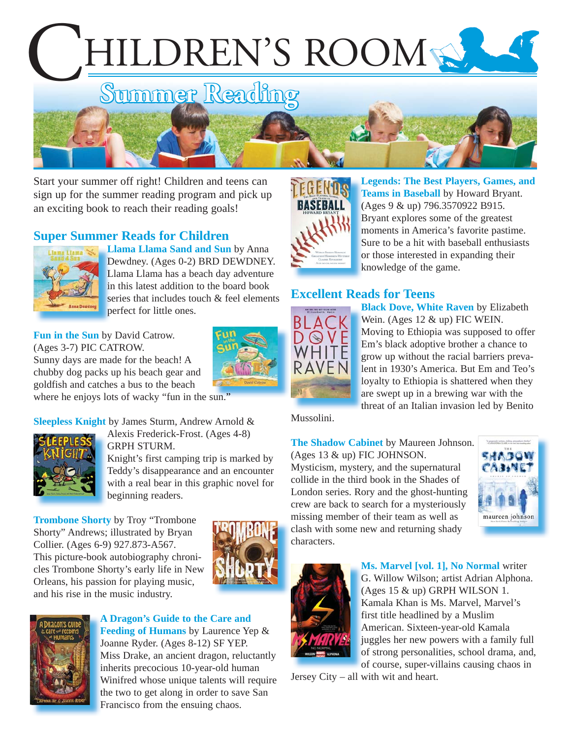# CHILDREN'S ROOM

## Summer Reading

Start your summer off right! Children and teens can sign up for the summer reading program and pick up an exciting book to reach their reading goals!

## Super Summer Reads for Children

**Llama Llama Sand and Sun** by Anna Dewdney. (Ages 0-2) BRD DEWDNEY. Llama Llama has a beach day adventure in this latest addition to the board book series that includes touch & feel elements perfect for little ones.

**Fun in the Sun** by David Catrow. (Ages 3-7) PIC CATROW. Sunny days are made for the beach! A chubby dog packs up his beach gear and goldfish and catches a bus to the beach where he enjoys lots of wacky "fun in the sun."

**Sleepless Knight** by James Sturm, Andrew Arnold & Alexis Frederick-Frost. (Ages 4-8) GRPH STURM. Knight's first camping trip is marked by Teddy's disappearance and an encounter with a real bear in this graphic novel for beginning readers.

**Trombone Shorty** by Troy "Trombone Shorty" Andrews; illustrated by Bryan Collier. (Ages 6-9) 927.873-A567. This picture-book autobiography chronicles Trombone Shorty's early life in New Orleans, his passion for playing music, and his rise in the music industry.

**A Dragon's Guide to the Care and Feeding of Humans** by Laurence Yep & Joanne Ryder. (Ages 8-12) SF YEP. Miss Drake, an ancient dragon, reluctantly inherits precocious 10-year-old human Winifred whose unique talents will require the two to get along in order to save San Francisco from the ensuing chaos.

**Legends: The Best Players, Games, and Teams in Baseball** by Howard Bryant. (Ages 9 & up) 796.3570922 B915. Bryant explores some of the greatest moments in America's favorite pastime. Sure to be a hit with baseball enthusiasts or those interested in expanding their knowledge of the game.

## Excellent Reads for Teens

**Black Dove, White Raven** by Elizabeth Wein. (Ages 12 & up) FIC WEIN. Moving to Ethiopia was supposed to offer Em's black adoptive brother a chance to grow up without the racial barriers prevalent in 1930's America. But Em and Teo's loyalty to Ethiopia is shattered when they are swept up in a brewing war with the threat of an Italian invasion led by Benito Mussolini.

**The Shadow Cabinet** by Maureen Johnson. (Ages 13 & up) FIC JOHNSON. Mysticism, mystery, and the supernatural collide in the third book in the Shades of London series. Rory and the ghost-hunting crew are back to search for a mysteriously missing member of their team as well as clash with some new and returning shady characters.

**Ms. Marvel [vol. 1], No Normal** writer G. Willow Wilson; artist Adrian Alphona. (Ages 15 & up) GRPH WILSON 1. Kamala Khan is Ms. Marvel, Marvel's first title headlined by a Muslim American. Sixteen-year-old Kamala juggles her new powers with a family full of strong personalities, school drama, and, of course, super-villains causing chaos in Jersey City – all with wit and heart.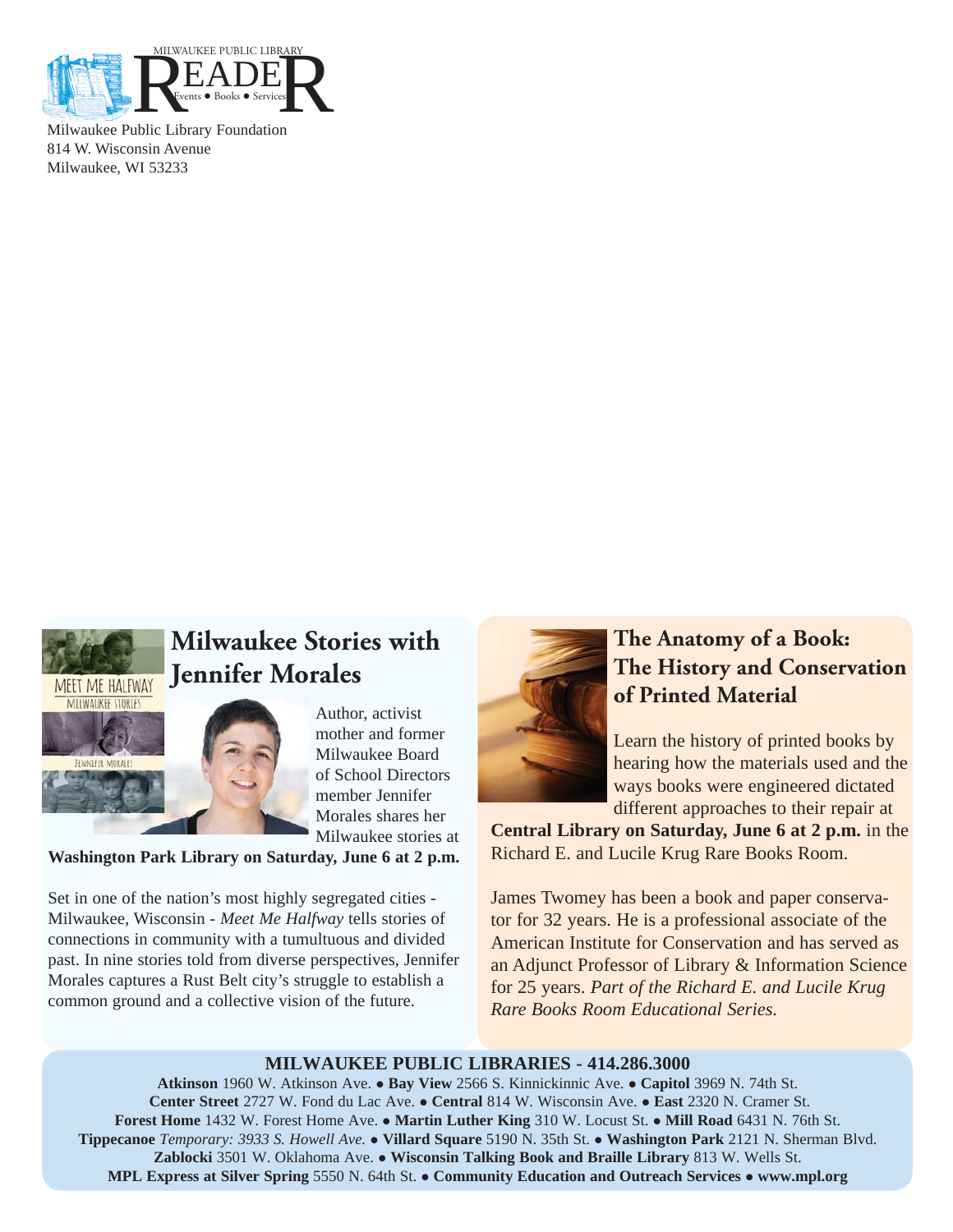MILWAUKEE PUBLIC LIBRARY

# READER

Events ● Books ● Services

Milwaukee Public Library Foundation
814 W. Wisconsin Avenue
Milwaukee, WI 53233

## Milwaukee Stories with Jennifer Morales

Author, activist mother and former Milwaukee Board of School Directors member Jennifer Morales shares her Milwaukee stories at **Washington Park Library on Saturday, June 6 at 2 p.m.**

Set in one of the nation's most highly segregated cities - Milwaukee, Wisconsin - *Meet Me Halfway* tells stories of connections in community with a tumultuous and divided past. In nine stories told from diverse perspectives, Jennifer Morales captures a Rust Belt city's struggle to establish a common ground and a collective vision of the future.

## The Anatomy of a Book: The History and Conservation of Printed Material

Learn the history of printed books by hearing how the materials used and the ways books were engineered dictated different approaches to their repair at **Central Library on Saturday, June 6 at 2 p.m.** in the Richard E. and Lucile Krug Rare Books Room.

James Twomey has been a book and paper conservator for 32 years. He is a professional associate of the American Institute for Conservation and has served as an Adjunct Professor of Library & Information Science for 25 years. *Part of the Richard E. and Lucile Krug Rare Books Room Educational Series.*

**MILWAUKEE PUBLIC LIBRARIES - 414.286.3000**

**Atkinson** 1960 W. Atkinson Ave. ● **Bay View** 2566 S. Kinnickinnic Ave. ● **Capitol** 3969 N. 74th St.
**Center Street** 2727 W. Fond du Lac Ave. ● **Central** 814 W. Wisconsin Ave. ● **East** 2320 N. Cramer St.
**Forest Home** 1432 W. Forest Home Ave. ● **Martin Luther King** 310 W. Locust St. ● **Mill Road** 6431 N. 76th St.
**Tippecanoe** *Temporary: 3933 S. Howell Ave.* ● **Villard Square** 5190 N. 35th St. ● **Washington Park** 2121 N. Sherman Blvd.
**Zablocki** 3501 W. Oklahoma Ave. ● **Wisconsin Talking Book and Braille Library** 813 W. Wells St.
**MPL Express at Silver Spring** 5550 N. 64th St. ● **Community Education and Outreach Services** ● **www.mpl.org**